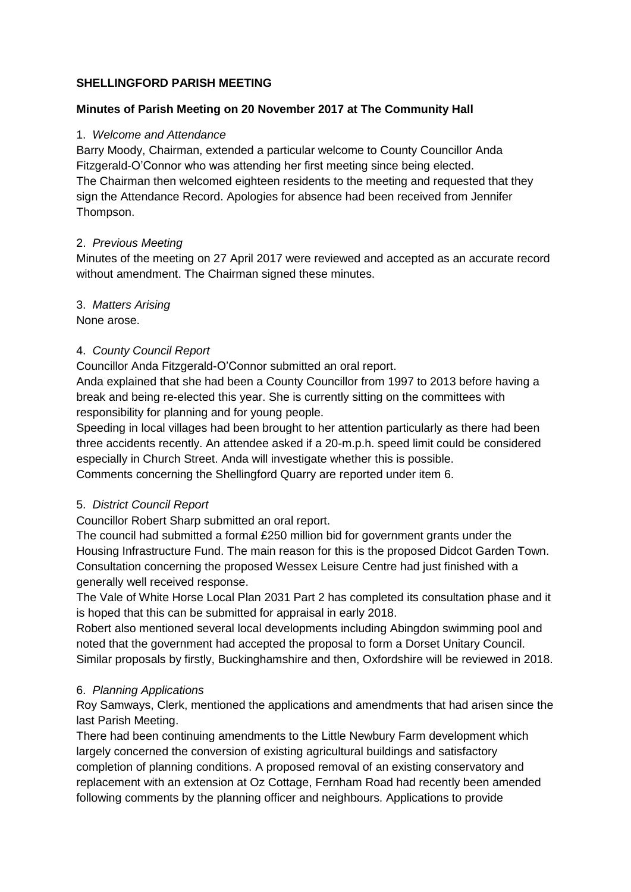**SHELLINGFORD PARISH MEETING**

**Minutes of Parish Meeting on 20 November 2017 at The Community Hall**

1. *Welcome and Attendance*

Barry Moody, Chairman, extended a particular welcome to County Councillor Anda Fitzgerald-O'Connor who was attending her first meeting since being elected.
The Chairman then welcomed eighteen residents to the meeting and requested that they sign the Attendance Record. Apologies for absence had been received from Jennifer Thompson.

2. *Previous Meeting*

Minutes of the meeting on 27 April 2017 were reviewed and accepted as an accurate record without amendment. The Chairman signed these minutes.

3. *Matters Arising*

None arose.

4. *County Council Report*

Councillor Anda Fitzgerald-O'Connor submitted an oral report.
Anda explained that she had been a County Councillor from 1997 to 2013 before having a break and being re-elected this year. She is currently sitting on the committees with responsibility for planning and for young people.
Speeding in local villages had been brought to her attention particularly as there had been three accidents recently. An attendee asked if a 20-m.p.h. speed limit could be considered especially in Church Street. Anda will investigate whether this is possible.
Comments concerning the Shellingford Quarry are reported under item 6.

5. *District Council Report*

Councillor Robert Sharp submitted an oral report.
The council had submitted a formal £250 million bid for government grants under the Housing Infrastructure Fund. The main reason for this is the proposed Didcot Garden Town.
Consultation concerning the proposed Wessex Leisure Centre had just finished with a generally well received response.
The Vale of White Horse Local Plan 2031 Part 2 has completed its consultation phase and it is hoped that this can be submitted for appraisal in early 2018.
Robert also mentioned several local developments including Abingdon swimming pool and noted that the government had accepted the proposal to form a Dorset Unitary Council. Similar proposals by firstly, Buckinghamshire and then, Oxfordshire will be reviewed in 2018.

6. *Planning Applications*

Roy Samways, Clerk, mentioned the applications and amendments that had arisen since the last Parish Meeting.
There had been continuing amendments to the Little Newbury Farm development which largely concerned the conversion of existing agricultural buildings and satisfactory completion of planning conditions. A proposed removal of an existing conservatory and replacement with an extension at Oz Cottage, Fernham Road had recently been amended following comments by the planning officer and neighbours. Applications to provide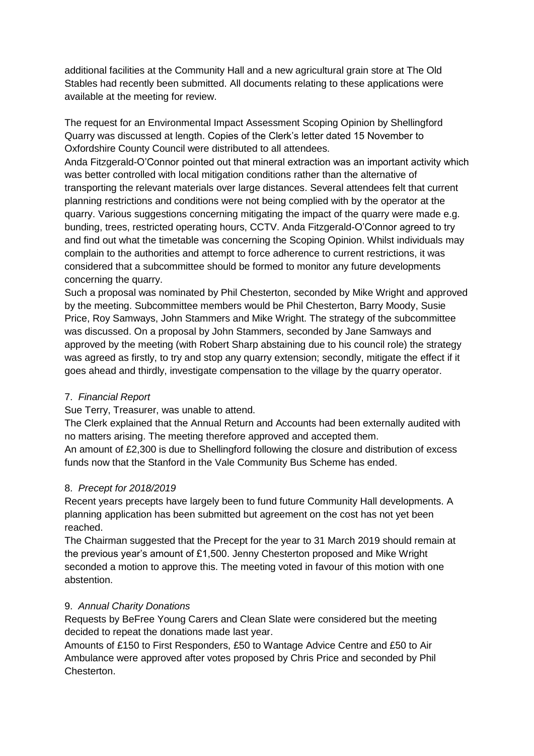additional facilities at the Community Hall and a new agricultural grain store at The Old Stables had recently been submitted. All documents relating to these applications were available at the meeting for review.

The request for an Environmental Impact Assessment Scoping Opinion by Shellingford Quarry was discussed at length. Copies of the Clerk's letter dated 15 November to Oxfordshire County Council were distributed to all attendees.

Anda Fitzgerald-O'Connor pointed out that mineral extraction was an important activity which was better controlled with local mitigation conditions rather than the alternative of transporting the relevant materials over large distances. Several attendees felt that current planning restrictions and conditions were not being complied with by the operator at the quarry. Various suggestions concerning mitigating the impact of the quarry were made e.g. bunding, trees, restricted operating hours, CCTV. Anda Fitzgerald-O'Connor agreed to try and find out what the timetable was concerning the Scoping Opinion. Whilst individuals may complain to the authorities and attempt to force adherence to current restrictions, it was considered that a subcommittee should be formed to monitor any future developments concerning the quarry.

Such a proposal was nominated by Phil Chesterton, seconded by Mike Wright and approved by the meeting. Subcommittee members would be Phil Chesterton, Barry Moody, Susie Price, Roy Samways, John Stammers and Mike Wright. The strategy of the subcommittee was discussed. On a proposal by John Stammers, seconded by Jane Samways and approved by the meeting (with Robert Sharp abstaining due to his council role) the strategy was agreed as firstly, to try and stop any quarry extension; secondly, mitigate the effect if it goes ahead and thirdly, investigate compensation to the village by the quarry operator.

## 7. *Financial Report*

Sue Terry, Treasurer, was unable to attend.

The Clerk explained that the Annual Return and Accounts had been externally audited with no matters arising. The meeting therefore approved and accepted them.

An amount of £2,300 is due to Shellingford following the closure and distribution of excess funds now that the Stanford in the Vale Community Bus Scheme has ended.

## 8. *Precept for 2018/2019*

Recent years precepts have largely been to fund future Community Hall developments. A planning application has been submitted but agreement on the cost has not yet been reached.

The Chairman suggested that the Precept for the year to 31 March 2019 should remain at the previous year's amount of £1,500. Jenny Chesterton proposed and Mike Wright seconded a motion to approve this. The meeting voted in favour of this motion with one abstention.

## 9. *Annual Charity Donations*

Requests by BeFree Young Carers and Clean Slate were considered but the meeting decided to repeat the donations made last year.

Amounts of £150 to First Responders, £50 to Wantage Advice Centre and £50 to Air Ambulance were approved after votes proposed by Chris Price and seconded by Phil Chesterton.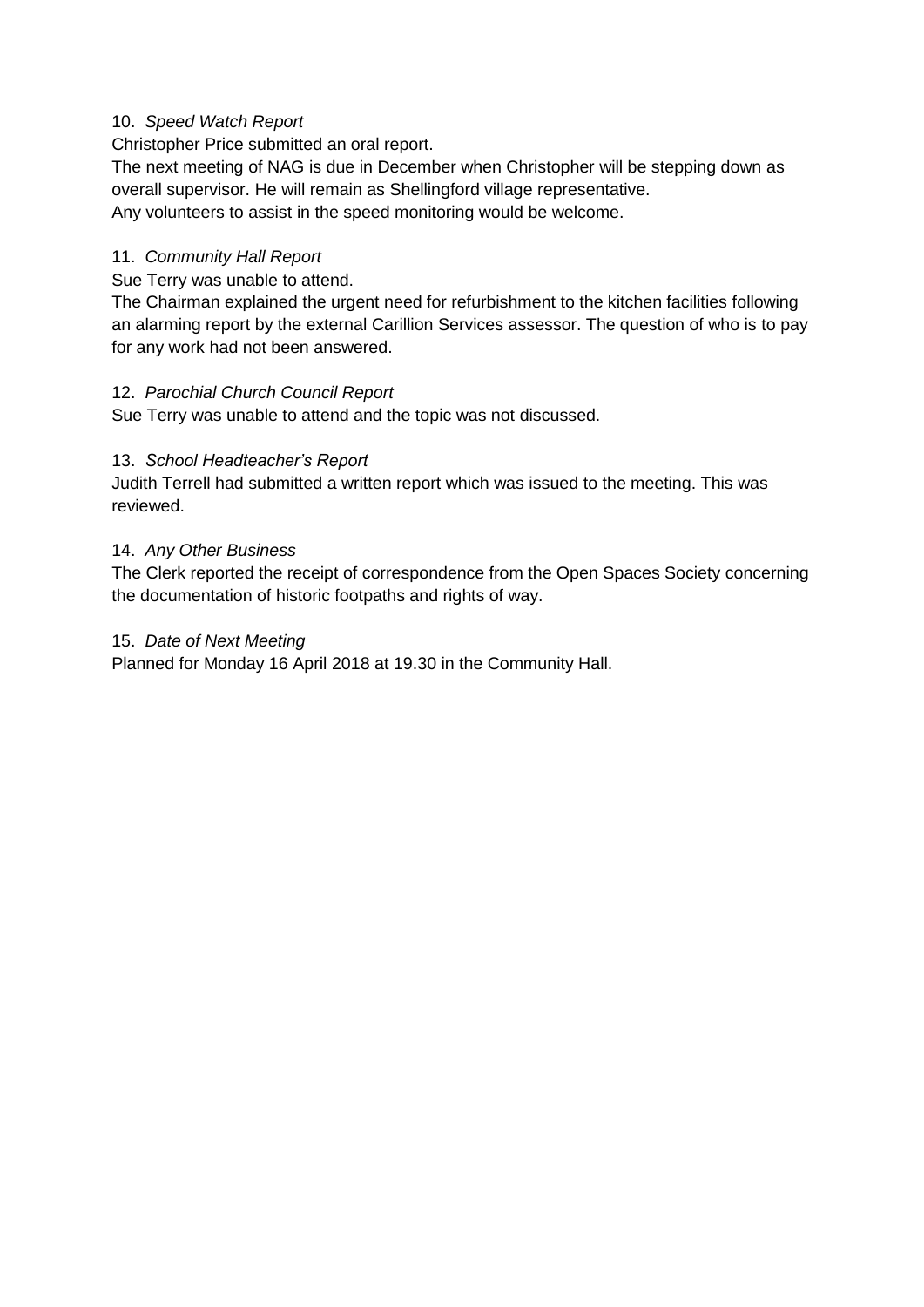10. *Speed Watch Report*

Christopher Price submitted an oral report.
The next meeting of NAG is due in December when Christopher will be stepping down as overall supervisor. He will remain as Shellingford village representative.
Any volunteers to assist in the speed monitoring would be welcome.

11. *Community Hall Report*

Sue Terry was unable to attend.
The Chairman explained the urgent need for refurbishment to the kitchen facilities following an alarming report by the external Carillion Services assessor. The question of who is to pay for any work had not been answered.

12. *Parochial Church Council Report*

Sue Terry was unable to attend and the topic was not discussed.

13. *School Headteacher's Report*

Judith Terrell had submitted a written report which was issued to the meeting. This was reviewed.

14. *Any Other Business*

The Clerk reported the receipt of correspondence from the Open Spaces Society concerning the documentation of historic footpaths and rights of way.

15. *Date of Next Meeting*

Planned for Monday 16 April 2018 at 19.30 in the Community Hall.